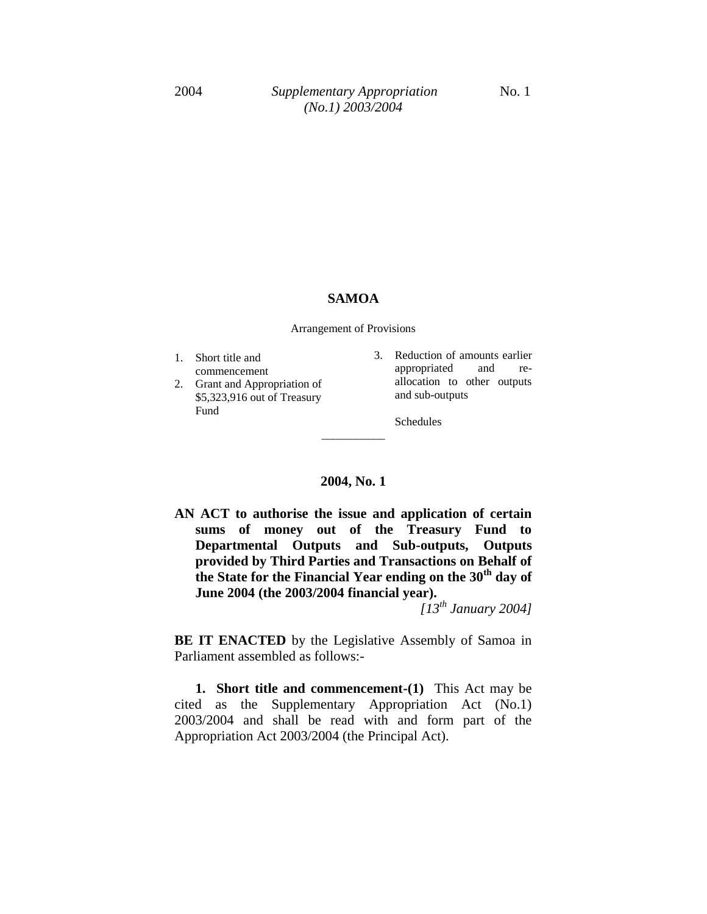# SAMOA

Arrangement of Provisions

1. Short title and commencement
2. Grant and Appropriation of $5,323,916 out of Treasury Fund
3. Reduction of amounts earlier appropriated and re-allocation to other outputs and sub-outputs

Schedules

---

## 2004, No. 1

**AN ACT to authorise the issue and application of certain sums of money out of the Treasury Fund to Departmental Outputs and Sub-outputs, Outputs provided by Third Parties and Transactions on Behalf of the State for the Financial Year ending on the 30th day of June 2004 (the 2003/2004 financial year).**

*[13th January 2004]*

**BE IT ENACTED** by the Legislative Assembly of Samoa in Parliament assembled as follows:-

**1. Short title and commencement-(1)** This Act may be cited as the Supplementary Appropriation Act (No.1) 2003/2004 and shall be read with and form part of the Appropriation Act 2003/2004 (the Principal Act).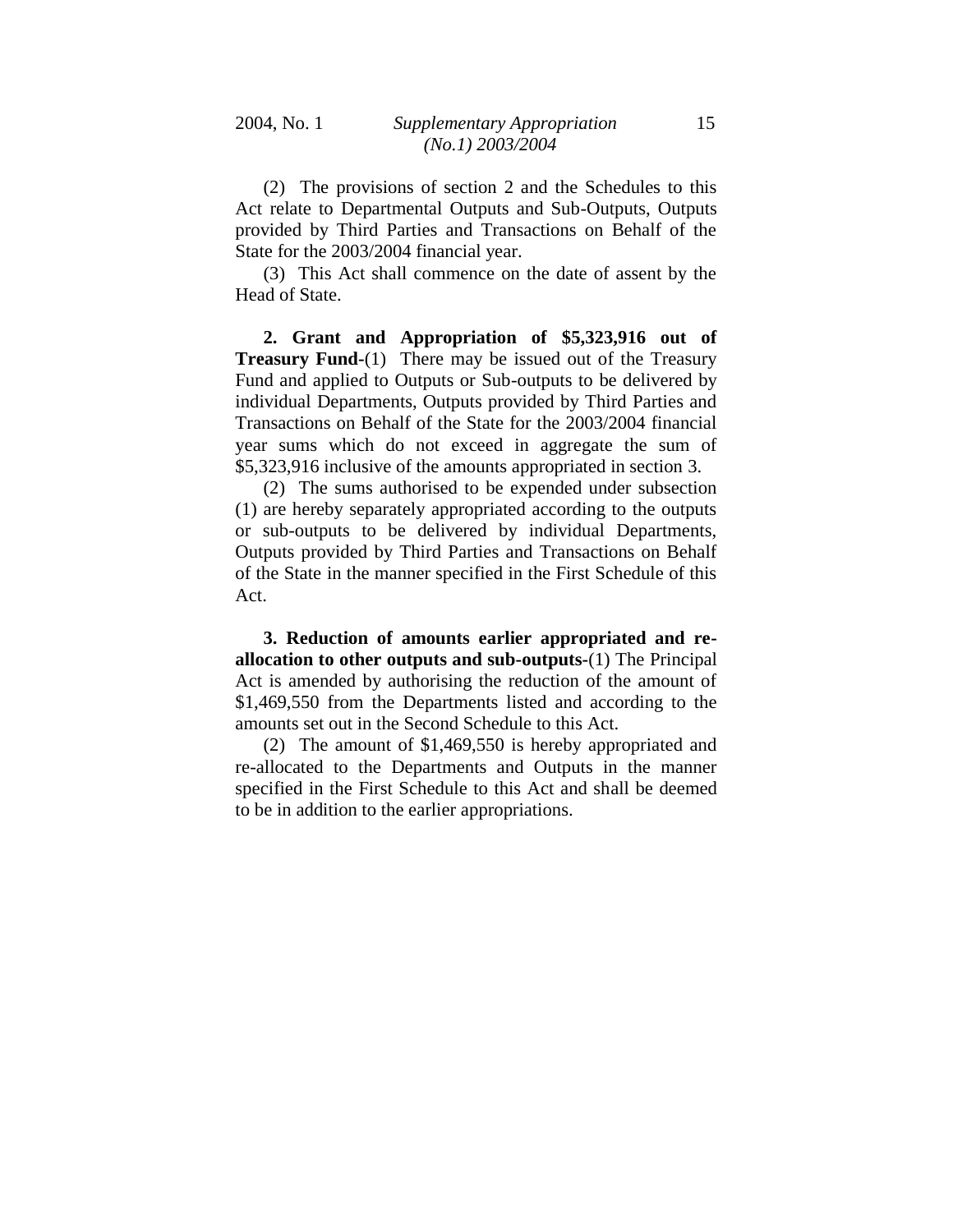(2) The provisions of section 2 and the Schedules to this Act relate to Departmental Outputs and Sub-Outputs, Outputs provided by Third Parties and Transactions on Behalf of the State for the 2003/2004 financial year.

(3) This Act shall commence on the date of assent by the Head of State.

**2. Grant and Appropriation of $5,323,916 out of Treasury Fund-**(1) There may be issued out of the Treasury Fund and applied to Outputs or Sub-outputs to be delivered by individual Departments, Outputs provided by Third Parties and Transactions on Behalf of the State for the 2003/2004 financial year sums which do not exceed in aggregate the sum of $5,323,916 inclusive of the amounts appropriated in section 3.

(2) The sums authorised to be expended under subsection (1) are hereby separately appropriated according to the outputs or sub-outputs to be delivered by individual Departments, Outputs provided by Third Parties and Transactions on Behalf of the State in the manner specified in the First Schedule of this Act.

**3. Reduction of amounts earlier appropriated and re-allocation to other outputs and sub-outputs-**(1) The Principal Act is amended by authorising the reduction of the amount of $1,469,550 from the Departments listed and according to the amounts set out in the Second Schedule to this Act.

(2) The amount of $1,469,550 is hereby appropriated and re-allocated to the Departments and Outputs in the manner specified in the First Schedule to this Act and shall be deemed to be in addition to the earlier appropriations.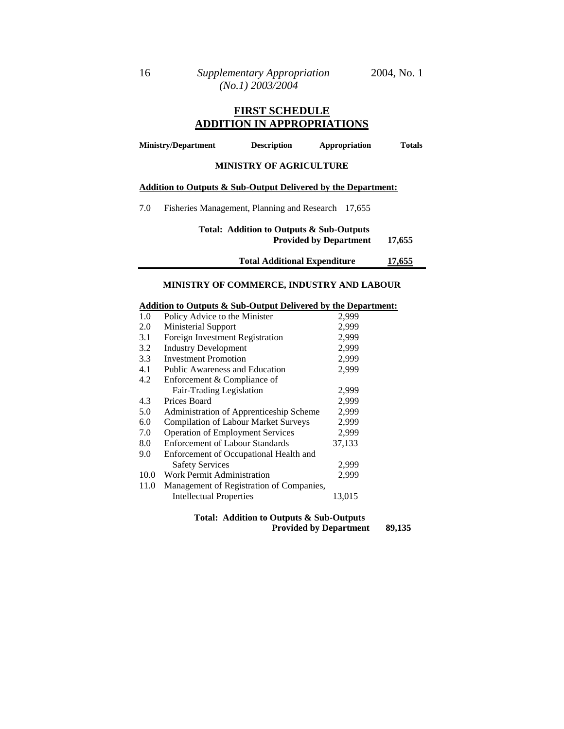## FIRST SCHEDULE
## ADDITION IN APPROPRIATIONS

| Ministry/Department | Description | Appropriation | Totals |
|---|---|---|---|

### MINISTRY OF AGRICULTURE

**Addition to Outputs & Sub-Output Delivered by the Department:**

| | | Appropriation | Totals |
|---|---|---|---|
| 7.0 | Fisheries Management, Planning and Research | 17,655 | |
| | **Total: Addition to Outputs & Sub-Outputs Provided by Department** | | **17,655** |
| | **Total Additional Expenditure** | | **17,655** |

### MINISTRY OF COMMERCE, INDUSTRY AND LABOUR

**Addition to Outputs & Sub-Output Delivered by the Department:**

| | | Appropriation | Totals |
|---|---|---|---|
| 1.0 | Policy Advice to the Minister | 2,999 | |
| 2.0 | Ministerial Support | 2,999 | |
| 3.1 | Foreign Investment Registration | 2,999 | |
| 3.2 | Industry Development | 2,999 | |
| 3.3 | Investment Promotion | 2,999 | |
| 4.1 | Public Awareness and Education | 2,999 | |
| 4.2 | Enforcement & Compliance of Fair-Trading Legislation | 2,999 | |
| 4.3 | Prices Board | 2,999 | |
| 5.0 | Administration of Apprenticeship Scheme | 2,999 | |
| 6.0 | Compilation of Labour Market Surveys | 2,999 | |
| 7.0 | Operation of Employment Services | 2,999 | |
| 8.0 | Enforcement of Labour Standards | 37,133 | |
| 9.0 | Enforcement of Occupational Health and Safety Services | 2,999 | |
| 10.0 | Work Permit Administration | 2,999 | |
| 11.0 | Management of Registration of Companies, Intellectual Properties | 13,015 | |
| | **Total: Addition to Outputs & Sub-Outputs Provided by Department** | | **89,135** |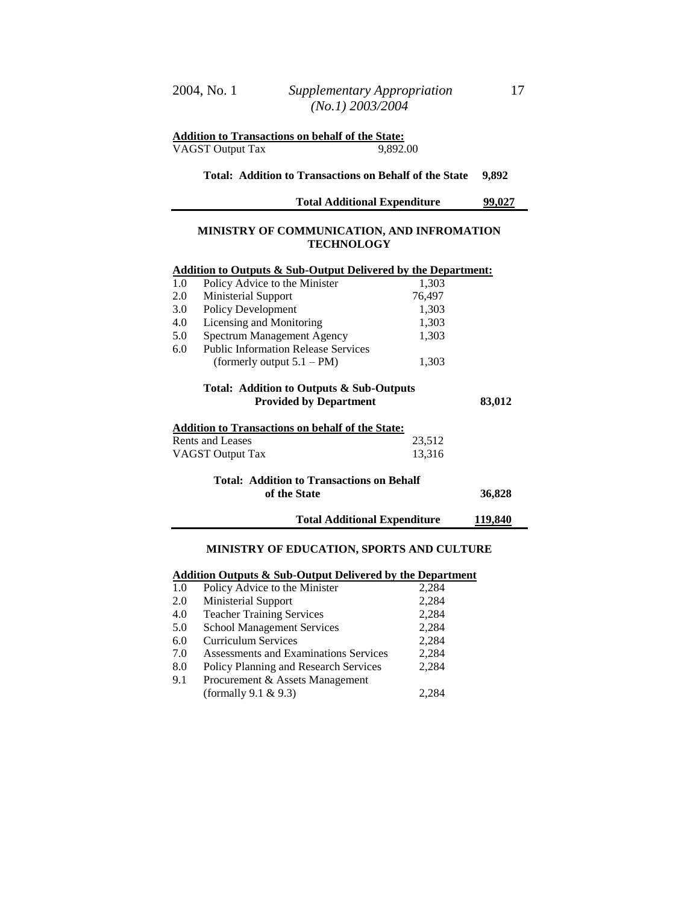**Addition to Transactions on behalf of the State:**

| | | |
|---|---|---|
| VAGST Output Tax | 9,892.00 | |
| **Total: Addition to Transactions on Behalf of the State** | | **9,892** |
| **Total Additional Expenditure** | | **99,027** |

## MINISTRY OF COMMUNICATION, AND INFROMATION TECHNOLOGY

**Addition to Outputs & Sub-Output Delivered by the Department:**

| | | | |
|---|---|---|---|
| 1.0 | Policy Advice to the Minister | 1,303 | |
| 2.0 | Ministerial Support | 76,497 | |
| 3.0 | Policy Development | 1,303 | |
| 4.0 | Licensing and Monitoring | 1,303 | |
| 5.0 | Spectrum Management Agency | 1,303 | |
| 6.0 | Public Information Release Services (formerly output 5.1 – PM) | 1,303 | |
| | **Total: Addition to Outputs & Sub-Outputs Provided by Department** | | **83,012** |

**Addition to Transactions on behalf of the State:**

| | | |
|---|---|---|
| Rents and Leases | 23,512 | |
| VAGST Output Tax | 13,316 | |
| **Total: Addition to Transactions on Behalf of the State** | | **36,828** |
| **Total Additional Expenditure** | | **119,840** |

## MINISTRY OF EDUCATION, SPORTS AND CULTURE

**Addition Outputs & Sub-Output Delivered by the Department**

| | | |
|---|---|---|
| 1.0 | Policy Advice to the Minister | 2,284 |
| 2.0 | Ministerial Support | 2,284 |
| 4.0 | Teacher Training Services | 2,284 |
| 5.0 | School Management Services | 2,284 |
| 6.0 | Curriculum Services | 2,284 |
| 7.0 | Assessments and Examinations Services | 2,284 |
| 8.0 | Policy Planning and Research Services | 2,284 |
| 9.1 | Procurement & Assets Management (formally 9.1 & 9.3) | 2,284 |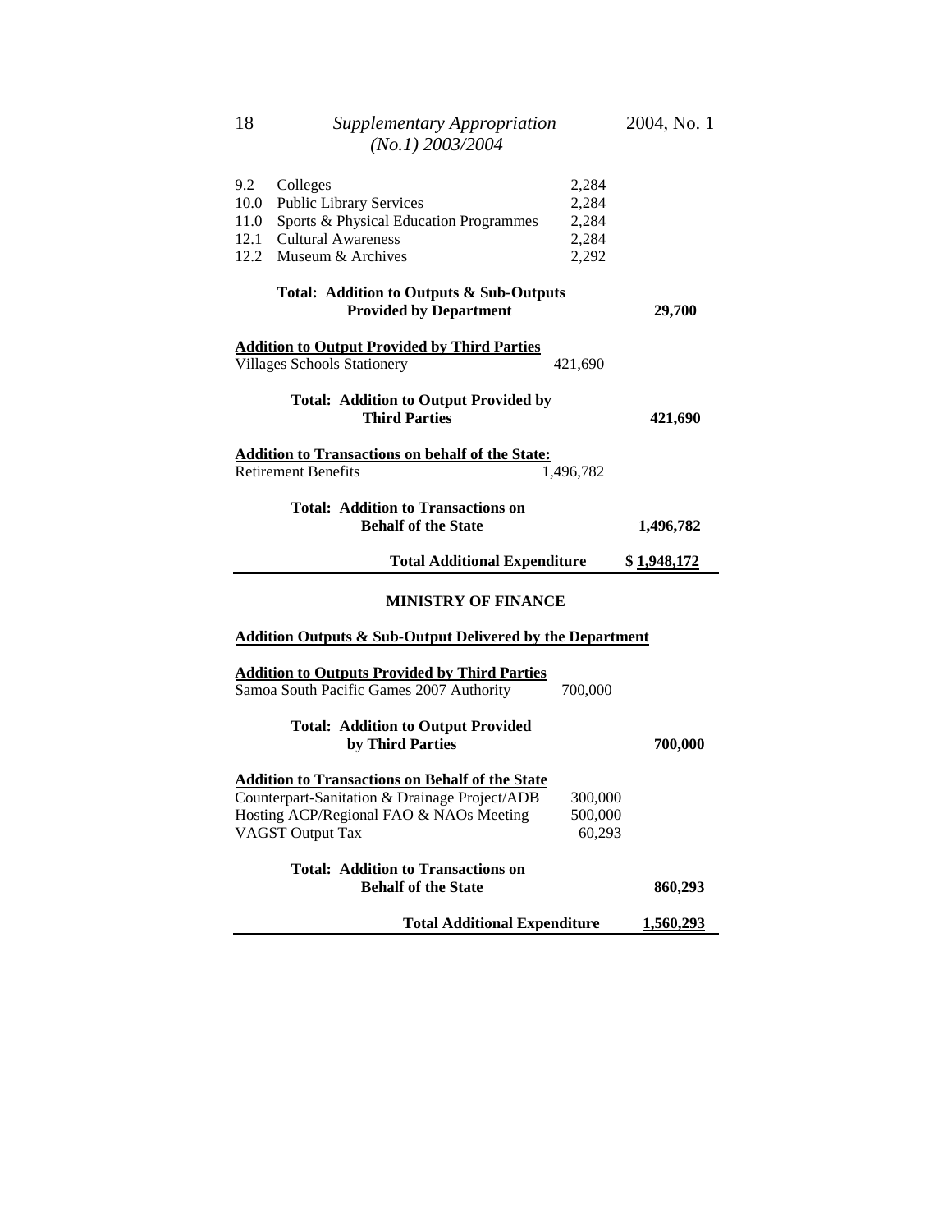| | | | |
|---|---|---|---|
| 9.2 | Colleges | 2,284 | |
| 10.0 | Public Library Services | 2,284 | |
| 11.0 | Sports & Physical Education Programmes | 2,284 | |
| 12.1 | Cultural Awareness | 2,284 | |
| 12.2 | Museum & Archives | 2,292 | |
| | **Total: Addition to Outputs & Sub-Outputs Provided by Department** | | **29,700** |

**Addition to Output Provided by Third Parties**

| | | |
|---|---|---|
| Villages Schools Stationery | 421,690 | |
| **Total: Addition to Output Provided by Third Parties** | | **421,690** |

**Addition to Transactions on behalf of the State:**

| | | |
|---|---|---|
| Retirement Benefits | 1,496,782 | |
| **Total: Addition to Transactions on Behalf of the State** | | **1,496,782** |
| **Total Additional Expenditure** | | **$ 1,948,172** |

**MINISTRY OF FINANCE**

**Addition Outputs & Sub-Output Delivered by the Department**

**Addition to Outputs Provided by Third Parties**

| | | |
|---|---|---|
| Samoa South Pacific Games 2007 Authority | 700,000 | |
| **Total: Addition to Output Provided by Third Parties** | | **700,000** |

**Addition to Transactions on Behalf of the State**

| | | |
|---|---|---|
| Counterpart-Sanitation & Drainage Project/ADB | 300,000 | |
| Hosting ACP/Regional FAO & NAOs Meeting | 500,000 | |
| VAGST Output Tax | 60,293 | |
| **Total: Addition to Transactions on Behalf of the State** | | **860,293** |
| **Total Additional Expenditure** | | **1,560,293** |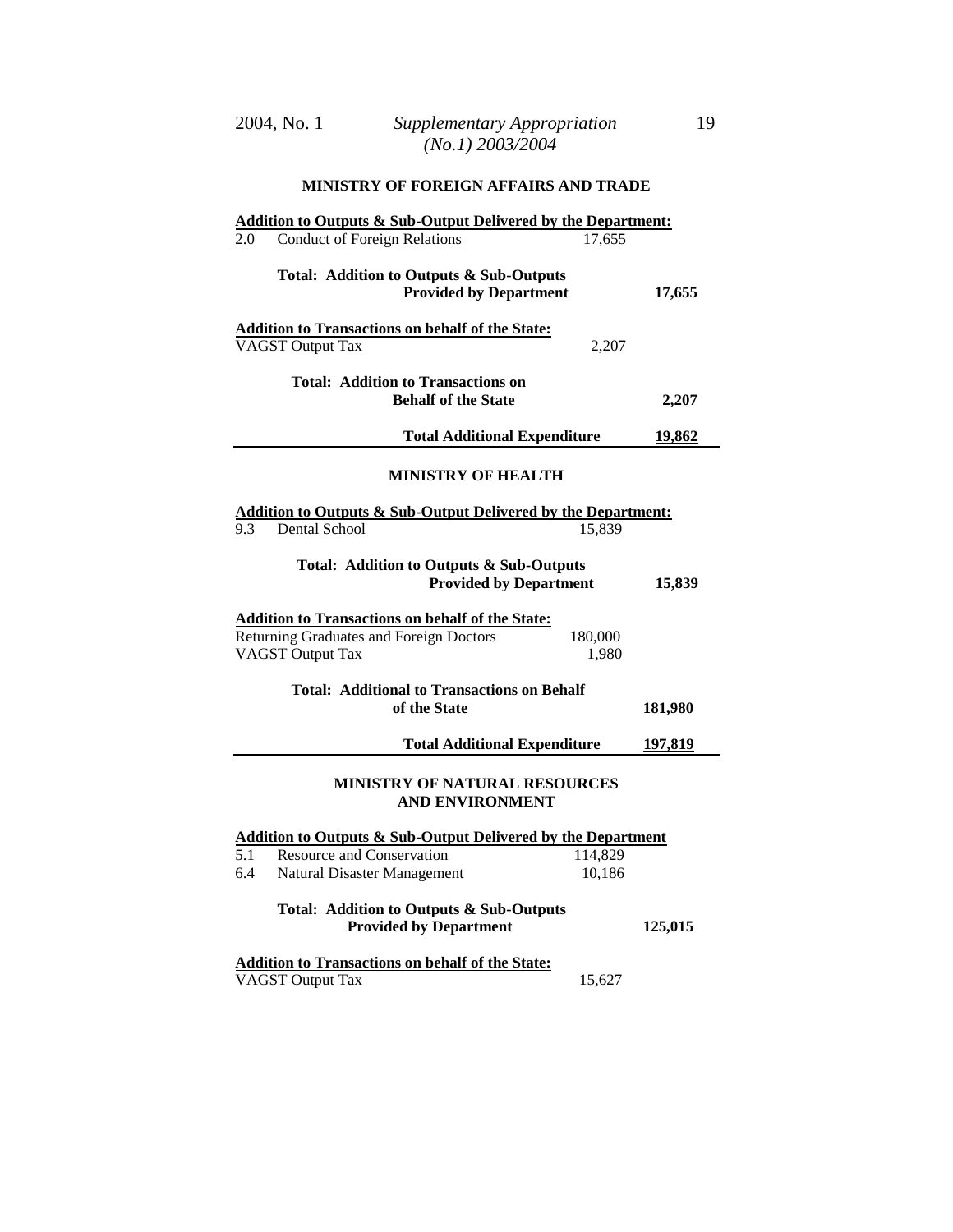## MINISTRY OF FOREIGN AFFAIRS AND TRADE

**Addition to Outputs & Sub-Output Delivered by the Department:**

| | | | |
|---|---|---|---|
| 2.0 | Conduct of Foreign Relations | 17,655 | |
| | **Total: Addition to Outputs & Sub-Outputs Provided by Department** | | **17,655** |

**Addition to Transactions on behalf of the State:**

| | | |
|---|---|---|
| VAGST Output Tax | 2,207 | |
| **Total: Addition to Transactions on Behalf of the State** | | **2,207** |
| **Total Additional Expenditure** | | **19,862** |

## MINISTRY OF HEALTH

**Addition to Outputs & Sub-Output Delivered by the Department:**

| | | | |
|---|---|---|---|
| 9.3 | Dental School | 15,839 | |
| | **Total: Addition to Outputs & Sub-Outputs Provided by Department** | | **15,839** |

**Addition to Transactions on behalf of the State:**

| | | |
|---|---|---|
| Returning Graduates and Foreign Doctors | 180,000 | |
| VAGST Output Tax | 1,980 | |
| **Total: Additional to Transactions on Behalf of the State** | | **181,980** |
| **Total Additional Expenditure** | | **197,819** |

## MINISTRY OF NATURAL RESOURCES AND ENVIRONMENT

**Addition to Outputs & Sub-Output Delivered by the Department**

| | | | |
|---|---|---|---|
| 5.1 | Resource and Conservation | 114,829 | |
| 6.4 | Natural Disaster Management | 10,186 | |
| | **Total: Addition to Outputs & Sub-Outputs Provided by Department** | | **125,015** |

**Addition to Transactions on behalf of the State:**

| | | |
|---|---|---|
| VAGST Output Tax | 15,627 | |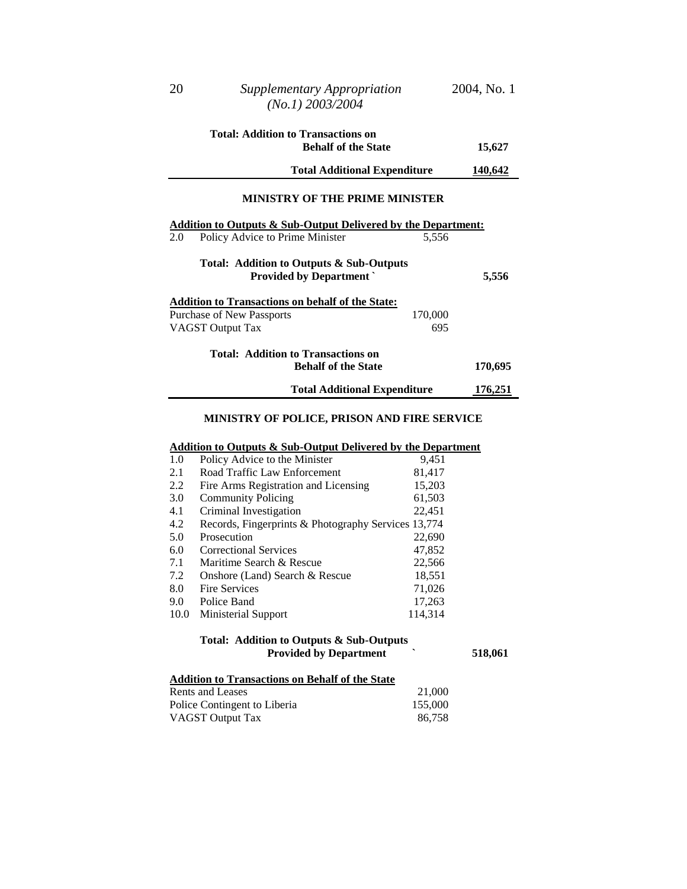**Total: Addition to Transactions on Behalf of the State** **15,627**

**Total Additional Expenditure** **140,642**

---

## MINISTRY OF THE PRIME MINISTER

**Addition to Outputs & Sub-Output Delivered by the Department:**

| | | | |
|---|---|---|---|
| 2.0 | Policy Advice to Prime Minister | 5,556 | |

**Total: Addition to Outputs & Sub-Outputs Provided by Department `** **5,556**

**Addition to Transactions on behalf of the State:**

| | | |
|---|---|---|
| Purchase of New Passports | 170,000 | |
| VAGST Output Tax | 695 | |

**Total: Addition to Transactions on Behalf of the State** **170,695**

**Total Additional Expenditure** **176,251**

---

## MINISTRY OF POLICE, PRISON AND FIRE SERVICE

**Addition to Outputs & Sub-Output Delivered by the Department**

| | | | |
|---|---|---|---|
| 1.0 | Policy Advice to the Minister | 9,451 | |
| 2.1 | Road Traffic Law Enforcement | 81,417 | |
| 2.2 | Fire Arms Registration and Licensing | 15,203 | |
| 3.0 | Community Policing | 61,503 | |
| 4.1 | Criminal Investigation | 22,451 | |
| 4.2 | Records, Fingerprints & Photography Services | 13,774 | |
| 5.0 | Prosecution | 22,690 | |
| 6.0 | Correctional Services | 47,852 | |
| 7.1 | Maritime Search & Rescue | 22,566 | |
| 7.2 | Onshore (Land) Search & Rescue | 18,551 | |
| 8.0 | Fire Services | 71,026 | |
| 9.0 | Police Band | 17,263 | |
| 10.0 | Ministerial Support | 114,314 | |

**Total: Addition to Outputs & Sub-Outputs Provided by Department `** **518,061**

**Addition to Transactions on Behalf of the State**

| | | |
|---|---|---|
| Rents and Leases | 21,000 | |
| Police Contingent to Liberia | 155,000 | |
| VAGST Output Tax | 86,758 | |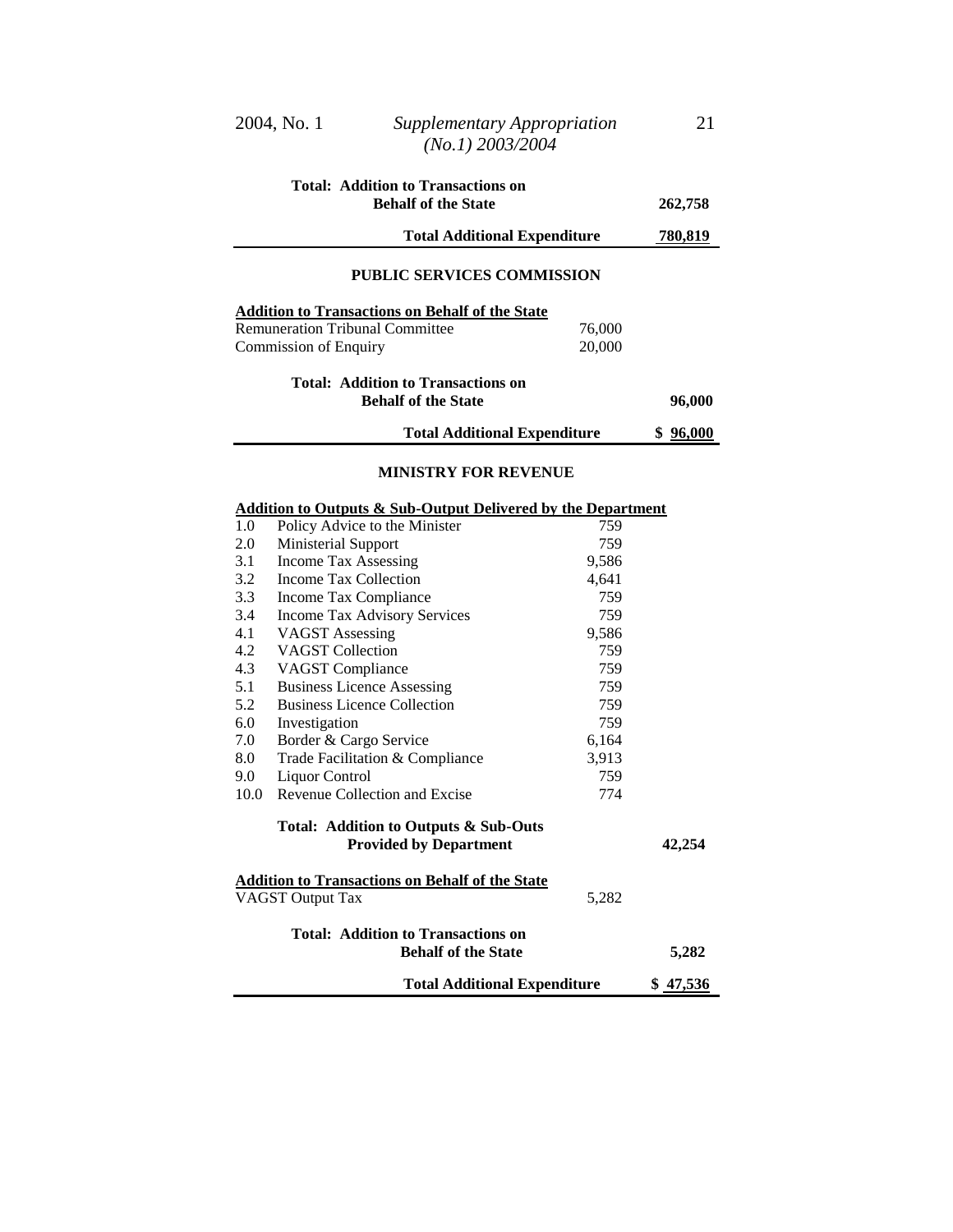| | | |
|---|---|---|
| **Total: Addition to Transactions on Behalf of the State** | | **262,758** |
| **Total Additional Expenditure** | | **780,819** |

## PUBLIC SERVICES COMMISSION

**Addition to Transactions on Behalf of the State**

| | | |
|---|---|---|
| Remuneration Tribunal Committee | 76,000 | |
| Commission of Enquiry | 20,000 | |
| **Total: Addition to Transactions on Behalf of the State** | | **96,000** |
| **Total Additional Expenditure** | | **$ 96,000** |

## MINISTRY FOR REVENUE

**Addition to Outputs & Sub-Output Delivered by the Department**

| | | | |
|---|---|---|---|
| 1.0 | Policy Advice to the Minister | 759 | |
| 2.0 | Ministerial Support | 759 | |
| 3.1 | Income Tax Assessing | 9,586 | |
| 3.2 | Income Tax Collection | 4,641 | |
| 3.3 | Income Tax Compliance | 759 | |
| 3.4 | Income Tax Advisory Services | 759 | |
| 4.1 | VAGST Assessing | 9,586 | |
| 4.2 | VAGST Collection | 759 | |
| 4.3 | VAGST Compliance | 759 | |
| 5.1 | Business Licence Assessing | 759 | |
| 5.2 | Business Licence Collection | 759 | |
| 6.0 | Investigation | 759 | |
| 7.0 | Border & Cargo Service | 6,164 | |
| 8.0 | Trade Facilitation & Compliance | 3,913 | |
| 9.0 | Liquor Control | 759 | |
| 10.0 | Revenue Collection and Excise | 774 | |
| | **Total: Addition to Outputs & Sub-Outs Provided by Department** | | **42,254** |

**Addition to Transactions on Behalf of the State**

| | | |
|---|---|---|
| VAGST Output Tax | 5,282 | |
| **Total: Addition to Transactions on Behalf of the State** | | **5,282** |
| **Total Additional Expenditure** | | **$ 47,536** |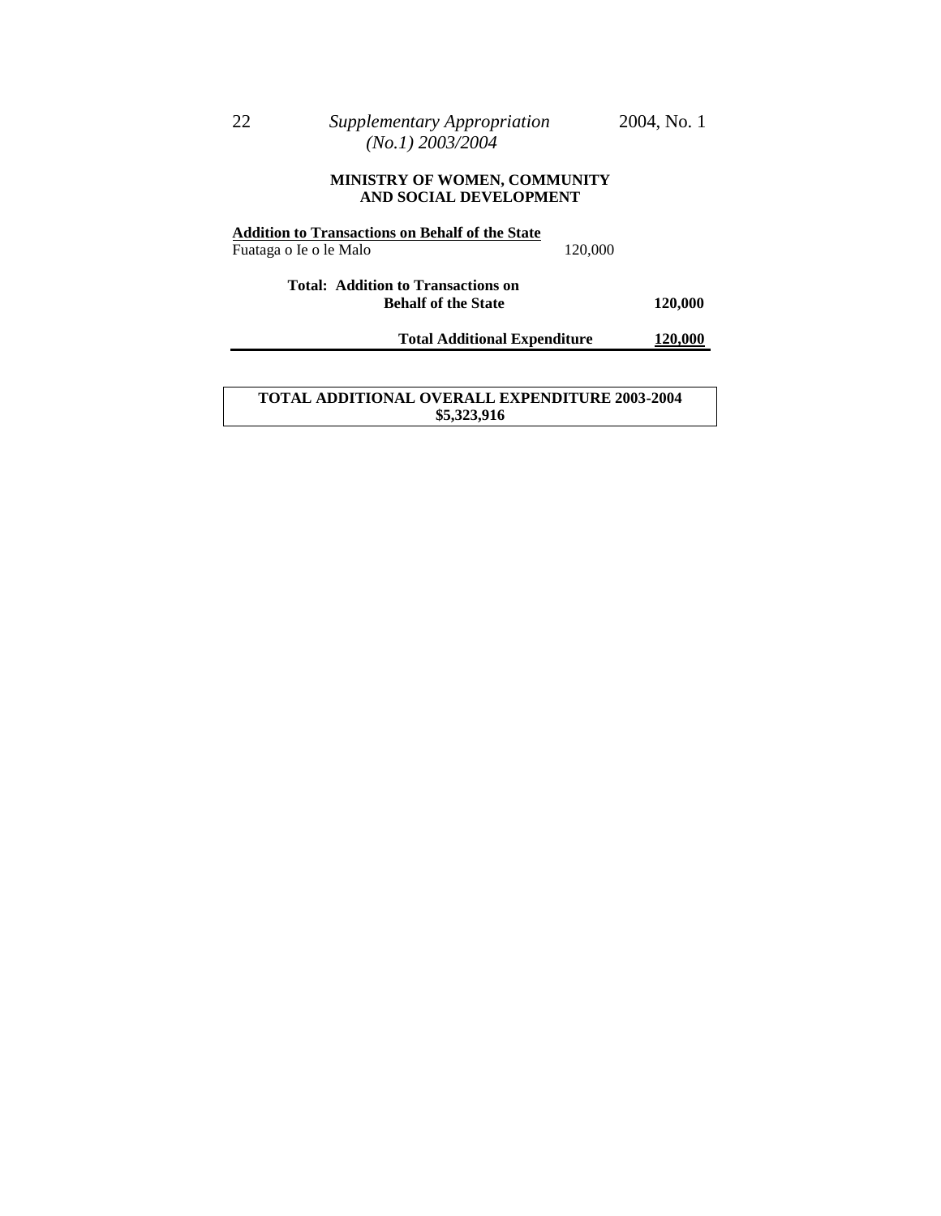**MINISTRY OF WOMEN, COMMUNITY AND SOCIAL DEVELOPMENT**

| | | |
|---|---|---|
| **Addition to Transactions on Behalf of the State** | | |
| Fuataga o Ie o le Malo | 120,000 | |
| **Total: Addition to Transactions on Behalf of the State** | | **120,000** |
| **Total Additional Expenditure** | | **120,000** |

**TOTAL ADDITIONAL OVERALL EXPENDITURE 2003-2004**
**$5,323,916**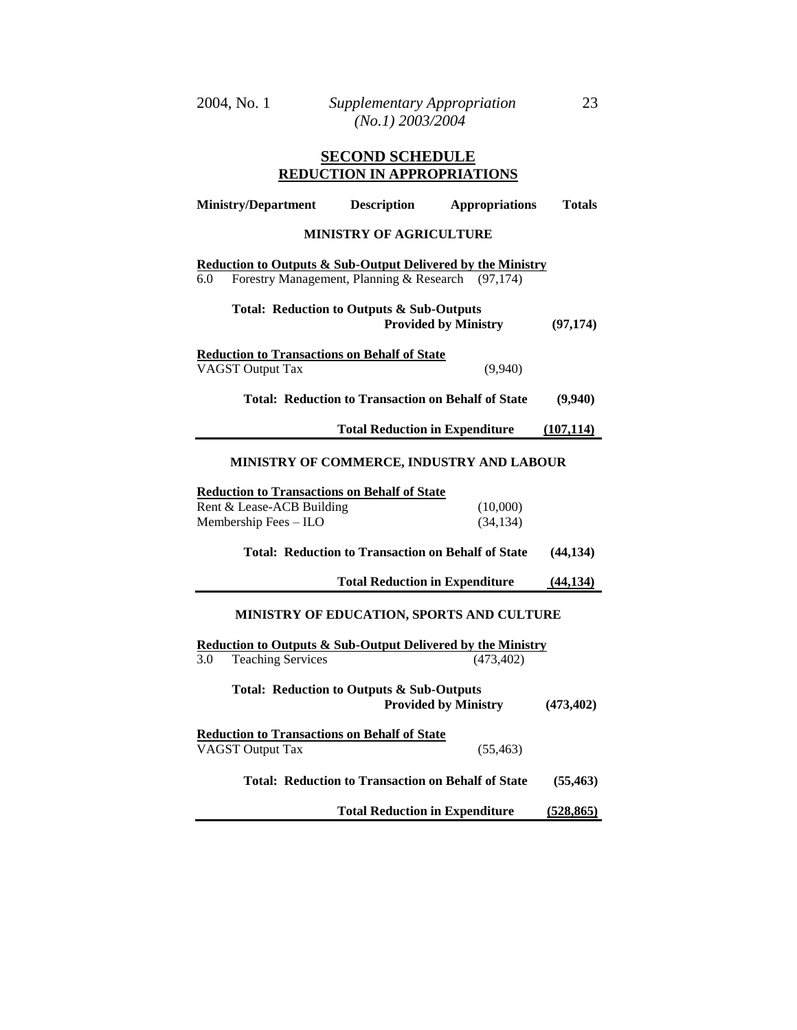## SECOND SCHEDULE
## REDUCTION IN APPROPRIATIONS

| Ministry/Department | Description | Appropriations | Totals |
|---|---|---|---|
| **MINISTRY OF AGRICULTURE** | | | |
| **Reduction to Outputs & Sub-Output Delivered by the Ministry** | | | |
| 6.0 Forestry Management, Planning & Research | | (97,174) | |
| **Total: Reduction to Outputs & Sub-Outputs Provided by Ministry** | | | **(97,174)** |
| **Reduction to Transactions on Behalf of State** | | | |
| VAGST Output Tax | | (9,940) | |
| **Total: Reduction to Transaction on Behalf of State** | | | **(9,940)** |
| **Total Reduction in Expenditure** | | | **(107,114)** |
| **MINISTRY OF COMMERCE, INDUSTRY AND LABOUR** | | | |
| **Reduction to Transactions on Behalf of State** | | | |
| Rent & Lease-ACB Building | | (10,000) | |
| Membership Fees – ILO | | (34,134) | |
| **Total: Reduction to Transaction on Behalf of State** | | | **(44,134)** |
| **Total Reduction in Expenditure** | | | **(44,134)** |
| **MINISTRY OF EDUCATION, SPORTS AND CULTURE** | | | |
| **Reduction to Outputs & Sub-Output Delivered by the Ministry** | | | |
| 3.0 Teaching Services | | (473,402) | |
| **Total: Reduction to Outputs & Sub-Outputs Provided by Ministry** | | | **(473,402)** |
| **Reduction to Transactions on Behalf of State** | | | |
| VAGST Output Tax | | (55,463) | |
| **Total: Reduction to Transaction on Behalf of State** | | | **(55,463)** |
| **Total Reduction in Expenditure** | | | **(528,865)** |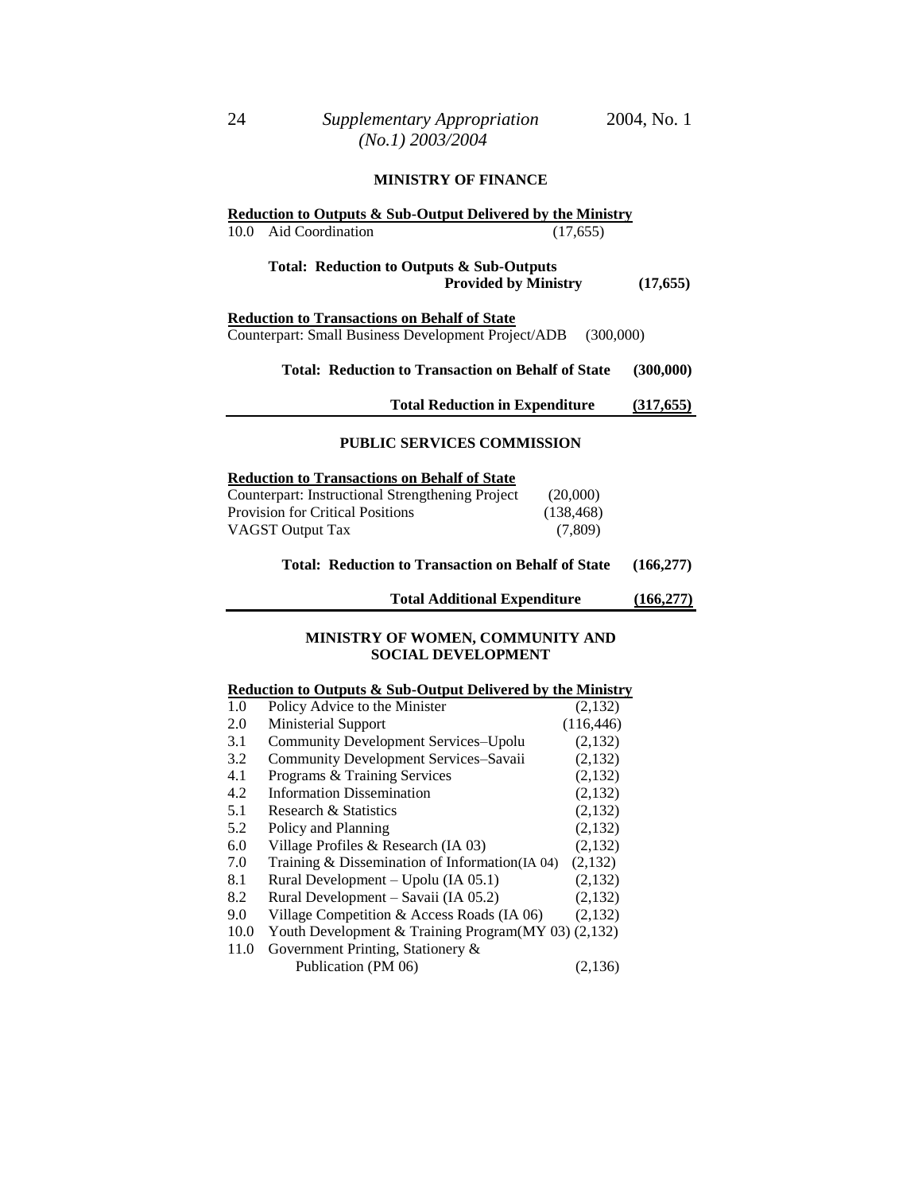## MINISTRY OF FINANCE

**Reduction to Outputs & Sub-Output Delivered by the Ministry**

| | | | |
|---|---|---|---|
| 10.0 | Aid Coordination | (17,655) | |
| | **Total: Reduction to Outputs & Sub-Outputs Provided by Ministry** | | **(17,655)** |

**Reduction to Transactions on Behalf of State**

| | | |
|---|---|---|
| Counterpart: Small Business Development Project/ADB | (300,000) | |
| **Total: Reduction to Transaction on Behalf of State** | | **(300,000)** |
| **Total Reduction in Expenditure** | | **(317,655)** |

## PUBLIC SERVICES COMMISSION

**Reduction to Transactions on Behalf of State**

| | | |
|---|---|---|
| Counterpart: Instructional Strengthening Project | (20,000) | |
| Provision for Critical Positions | (138,468) | |
| VAGST Output Tax | (7,809) | |
| **Total: Reduction to Transaction on Behalf of State** | | **(166,277)** |
| **Total Additional Expenditure** | | **(166,277)** |

## MINISTRY OF WOMEN, COMMUNITY AND SOCIAL DEVELOPMENT

**Reduction to Outputs & Sub-Output Delivered by the Ministry**

| | | |
|---|---|---|
| 1.0 | Policy Advice to the Minister | (2,132) |
| 2.0 | Ministerial Support | (116,446) |
| 3.1 | Community Development Services–Upolu | (2,132) |
| 3.2 | Community Development Services–Savaii | (2,132) |
| 4.1 | Programs & Training Services | (2,132) |
| 4.2 | Information Dissemination | (2,132) |
| 5.1 | Research & Statistics | (2,132) |
| 5.2 | Policy and Planning | (2,132) |
| 6.0 | Village Profiles & Research (IA 03) | (2,132) |
| 7.0 | Training & Dissemination of Information(IA 04) | (2,132) |
| 8.1 | Rural Development – Upolu (IA 05.1) | (2,132) |
| 8.2 | Rural Development – Savaii (IA 05.2) | (2,132) |
| 9.0 | Village Competition & Access Roads (IA 06) | (2,132) |
| 10.0 | Youth Development & Training Program(MY 03) | (2,132) |
| 11.0 | Government Printing, Stationery & Publication (PM 06) | (2,136) |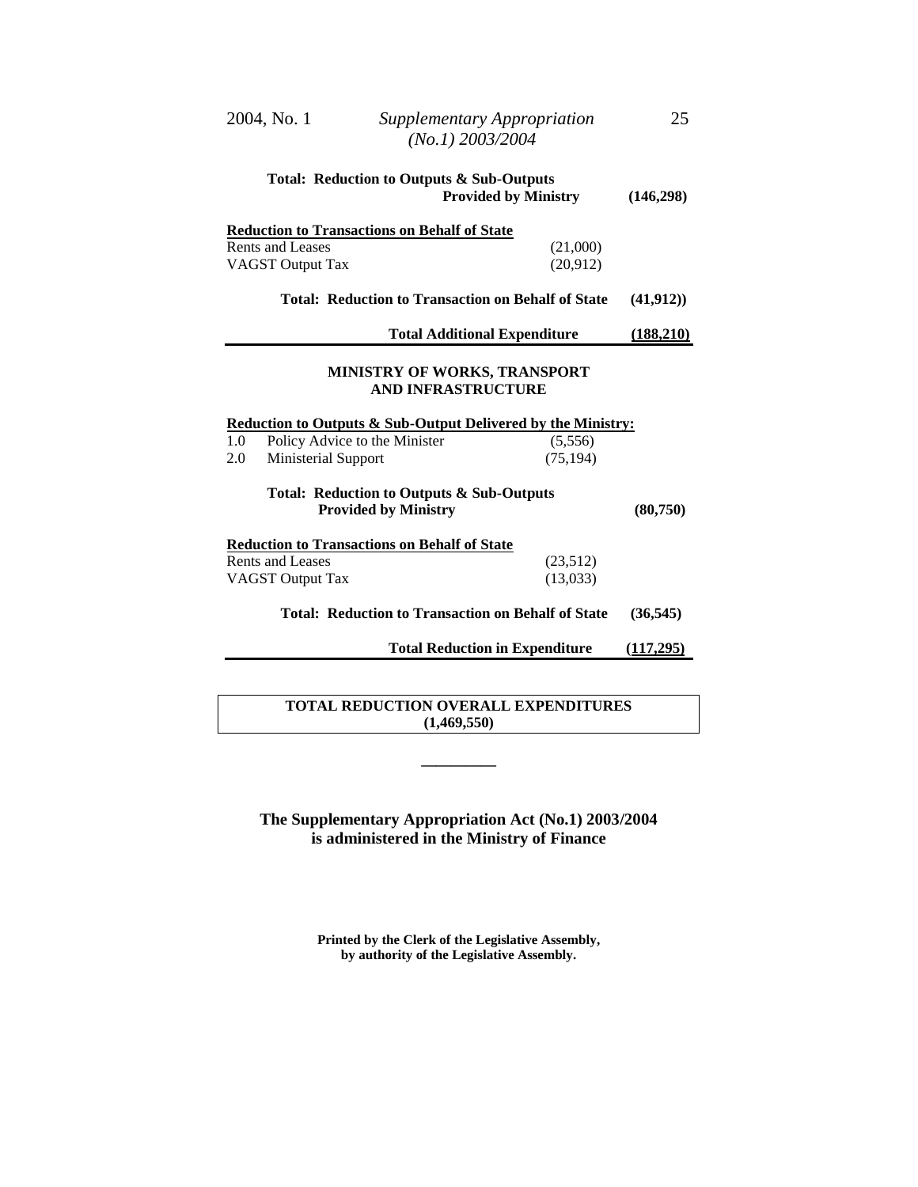**Total: Reduction to Outputs & Sub-Outputs Provided by Ministry** **(146,298)**

**Reduction to Transactions on Behalf of State**

| | | |
|---|---|---|
| Rents and Leases | (21,000) | |
| VAGST Output Tax | (20,912) | |
| **Total: Reduction to Transaction on Behalf of State** | | **(41,912))** |
| **Total Additional Expenditure** | | **(188,210)** |

## MINISTRY OF WORKS, TRANSPORT AND INFRASTRUCTURE

**Reduction to Outputs & Sub-Output Delivered by the Ministry:**

| | | | |
|---|---|---|---|
| 1.0 | Policy Advice to the Minister | (5,556) | |
| 2.0 | Ministerial Support | (75,194) | |
| | **Total: Reduction to Outputs & Sub-Outputs Provided by Ministry** | | **(80,750)** |

**Reduction to Transactions on Behalf of State**

| | | |
|---|---|---|
| Rents and Leases | (23,512) | |
| VAGST Output Tax | (13,033) | |
| **Total: Reduction to Transaction on Behalf of State** | | **(36,545)** |
| **Total Reduction in Expenditure** | | **(117,295)** |

**TOTAL REDUCTION OVERALL EXPENDITURES**
**(1,469,550)**

---

**The Supplementary Appropriation Act (No.1) 2003/2004 is administered in the Ministry of Finance**

**Printed by the Clerk of the Legislative Assembly, by authority of the Legislative Assembly.**